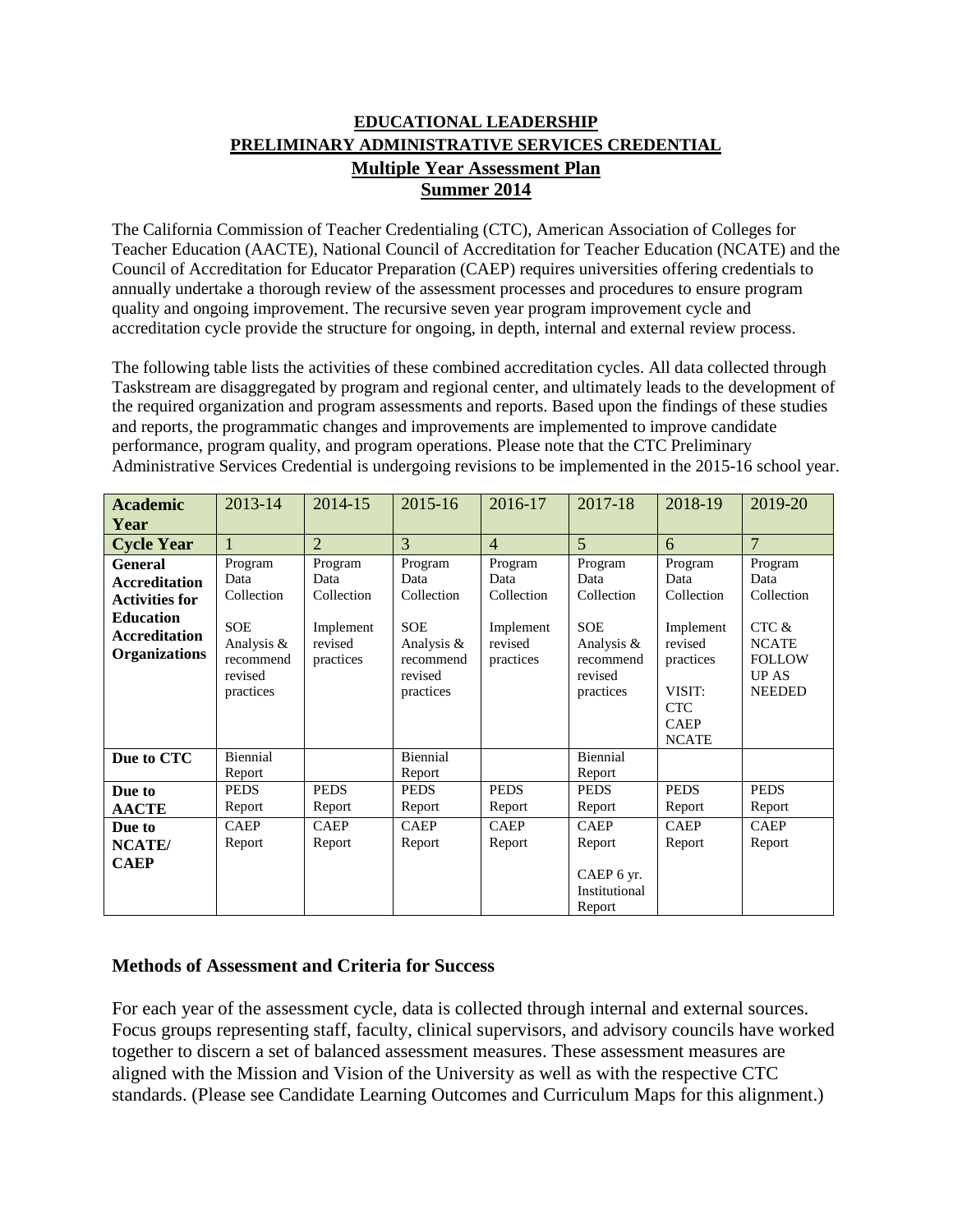# EDUCATIONAL LEADERSHIP
# PRELIMINARY ADMINISTRATIVE SERVICES CREDENTIAL
## Multiple Year Assessment Plan
## Summer 2014

The California Commission of Teacher Credentialing (CTC), American Association of Colleges for Teacher Education (AACTE), National Council of Accreditation for Teacher Education (NCATE) and the Council of Accreditation for Educator Preparation (CAEP) requires universities offering credentials to annually undertake a thorough review of the assessment processes and procedures to ensure program quality and ongoing improvement. The recursive seven year program improvement cycle and accreditation cycle provide the structure for ongoing, in depth, internal and external review process.

The following table lists the activities of these combined accreditation cycles. All data collected through Taskstream are disaggregated by program and regional center, and ultimately leads to the development of the required organization and program assessments and reports. Based upon the findings of these studies and reports, the programmatic changes and improvements are implemented to improve candidate performance, program quality, and program operations. Please note that the CTC Preliminary Administrative Services Credential is undergoing revisions to be implemented in the 2015-16 school year.

| **Academic Year** | 2013-14 | 2014-15 | 2015-16 | 2016-17 | 2017-18 | 2018-19 | 2019-20 |
|---|---|---|---|---|---|---|---|
| **Cycle Year** | 1 | 2 | 3 | 4 | 5 | 6 | 7 |
| **General Accreditation Activities for Education Accreditation Organizations** | Program Data Collection<br><br>SOE Analysis & recommend revised practices | Program Data Collection<br><br>Implement revised practices | Program Data Collection<br><br>SOE Analysis & recommend revised practices | Program Data Collection<br><br>Implement revised practices | Program Data Collection<br><br>SOE Analysis & recommend revised practices | Program Data Collection<br><br>Implement revised practices<br><br>VISIT: CTC CAEP NCATE | Program Data Collection<br><br>CTC & NCATE FOLLOW UP AS NEEDED |
| **Due to CTC** | Biennial Report | | Biennial Report | | Biennial Report | | |
| **Due to AACTE** | PEDS Report | PEDS Report | PEDS Report | PEDS Report | PEDS Report | PEDS Report | PEDS Report |
| **Due to NCATE/ CAEP** | CAEP Report | CAEP Report | CAEP Report | CAEP Report | CAEP Report<br><br>CAEP 6 yr. Institutional Report | CAEP Report | CAEP Report |

### Methods of Assessment and Criteria for Success

For each year of the assessment cycle, data is collected through internal and external sources. Focus groups representing staff, faculty, clinical supervisors, and advisory councils have worked together to discern a set of balanced assessment measures. These assessment measures are aligned with the Mission and Vision of the University as well as with the respective CTC standards. (Please see Candidate Learning Outcomes and Curriculum Maps for this alignment.)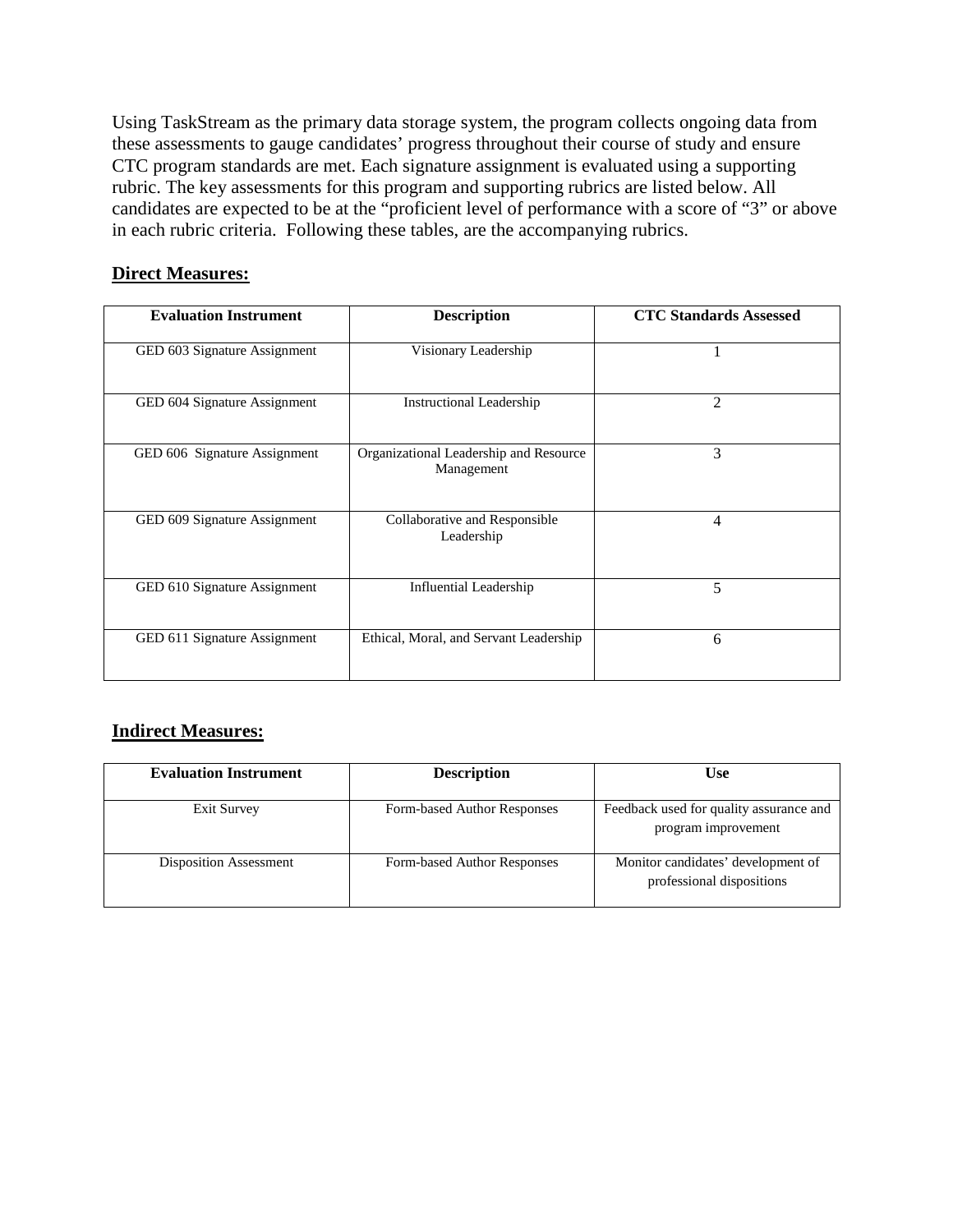Using TaskStream as the primary data storage system, the program collects ongoing data from these assessments to gauge candidates' progress throughout their course of study and ensure CTC program standards are met. Each signature assignment is evaluated using a supporting rubric. The key assessments for this program and supporting rubrics are listed below. All candidates are expected to be at the "proficient level of performance with a score of "3" or above in each rubric criteria. Following these tables, are the accompanying rubrics.

**Direct Measures:**

| Evaluation Instrument | Description | CTC Standards Assessed |
|---|---|---|
| GED 603 Signature Assignment | Visionary Leadership | 1 |
| GED 604 Signature Assignment | Instructional Leadership | 2 |
| GED 606 Signature Assignment | Organizational Leadership and Resource Management | 3 |
| GED 609 Signature Assignment | Collaborative and Responsible Leadership | 4 |
| GED 610 Signature Assignment | Influential Leadership | 5 |
| GED 611 Signature Assignment | Ethical, Moral, and Servant Leadership | 6 |

**Indirect Measures:**

| Evaluation Instrument | Description | Use |
|---|---|---|
| Exit Survey | Form-based Author Responses | Feedback used for quality assurance and program improvement |
| Disposition Assessment | Form-based Author Responses | Monitor candidates' development of professional dispositions |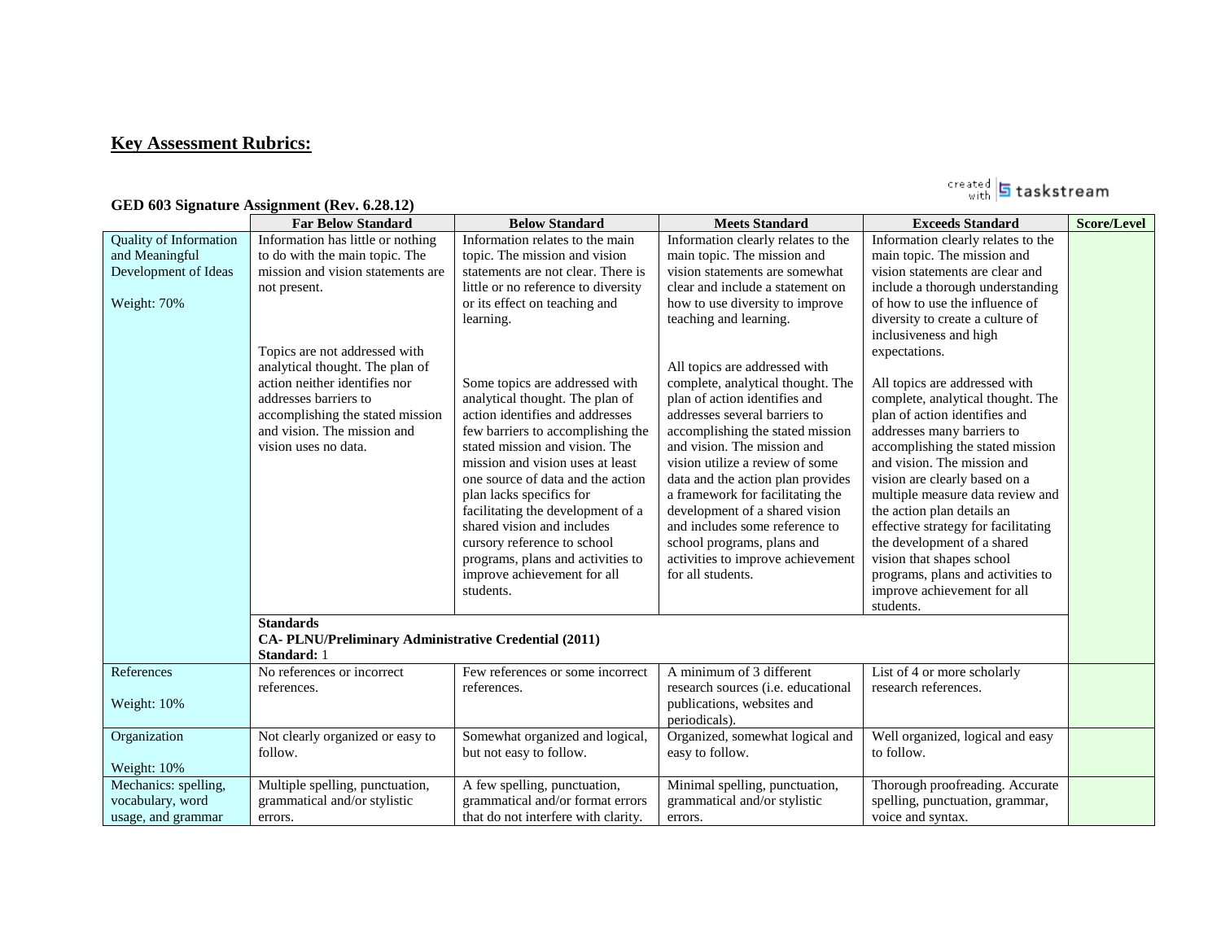## Key Assessment Rubrics:

### GED 603 Signature Assignment (Rev. 6.28.12)

| | Far Below Standard | Below Standard | Meets Standard | Exceeds Standard | Score/Level |
|---|---|---|---|---|---|
| Quality of Information and Meaningful Development of Ideas<br><br>Weight: 70% | Information has little or nothing to do with the main topic. The mission and vision statements are not present.<br><br>Topics are not addressed with analytical thought. The plan of action neither identifies nor addresses barriers to accomplishing the stated mission and vision. The mission and vision uses no data. | Information relates to the main topic. The mission and vision statements are not clear. There is little or no reference to diversity or its effect on teaching and learning.<br><br>Some topics are addressed with analytical thought. The plan of action identifies and addresses few barriers to accomplishing the stated mission and vision. The mission and vision uses at least one source of data and the action plan lacks specifics for facilitating the development of a shared vision and includes cursory reference to school programs, plans and activities to improve achievement for all students. | Information clearly relates to the main topic. The mission and vision statements are somewhat clear and include a statement on how to use diversity to improve teaching and learning.<br><br>All topics are addressed with complete, analytical thought. The plan of action identifies and addresses several barriers to accomplishing the stated mission and vision. The mission and vision utilize a review of some data and the action plan provides a framework for facilitating the development of a shared vision and includes some reference to school programs, plans and activities to improve achievement for all students. | Information clearly relates to the main topic. The mission and vision statements are clear and include a thorough understanding of how to use the influence of diversity to create a culture of inclusiveness and high expectations.<br><br>All topics are addressed with complete, analytical thought. The plan of action identifies and addresses many barriers to accomplishing the stated mission and vision. The mission and vision are clearly based on a multiple measure data review and the action plan details an effective strategy for facilitating the development of a shared vision that shapes school programs, plans and activities to improve achievement for all students. | |
| | **Standards**<br>**CA- PLNU/Preliminary Administrative Credential (2011)**<br>**Standard:** 1 | | | | |
| References<br><br>Weight: 10% | No references or incorrect references. | Few references or some incorrect references. | A minimum of 3 different research sources (i.e. educational publications, websites and periodicals). | List of 4 or more scholarly research references. | |
| Organization<br><br>Weight: 10% | Not clearly organized or easy to follow. | Somewhat organized and logical, but not easy to follow. | Organized, somewhat logical and easy to follow. | Well organized, logical and easy to follow. | |
| Mechanics: spelling, vocabulary, word usage, and grammar | Multiple spelling, punctuation, grammatical and/or stylistic errors. | A few spelling, punctuation, grammatical and/or format errors that do not interfere with clarity. | Minimal spelling, punctuation, grammatical and/or stylistic errors. | Thorough proofreading. Accurate spelling, punctuation, grammar, voice and syntax. | |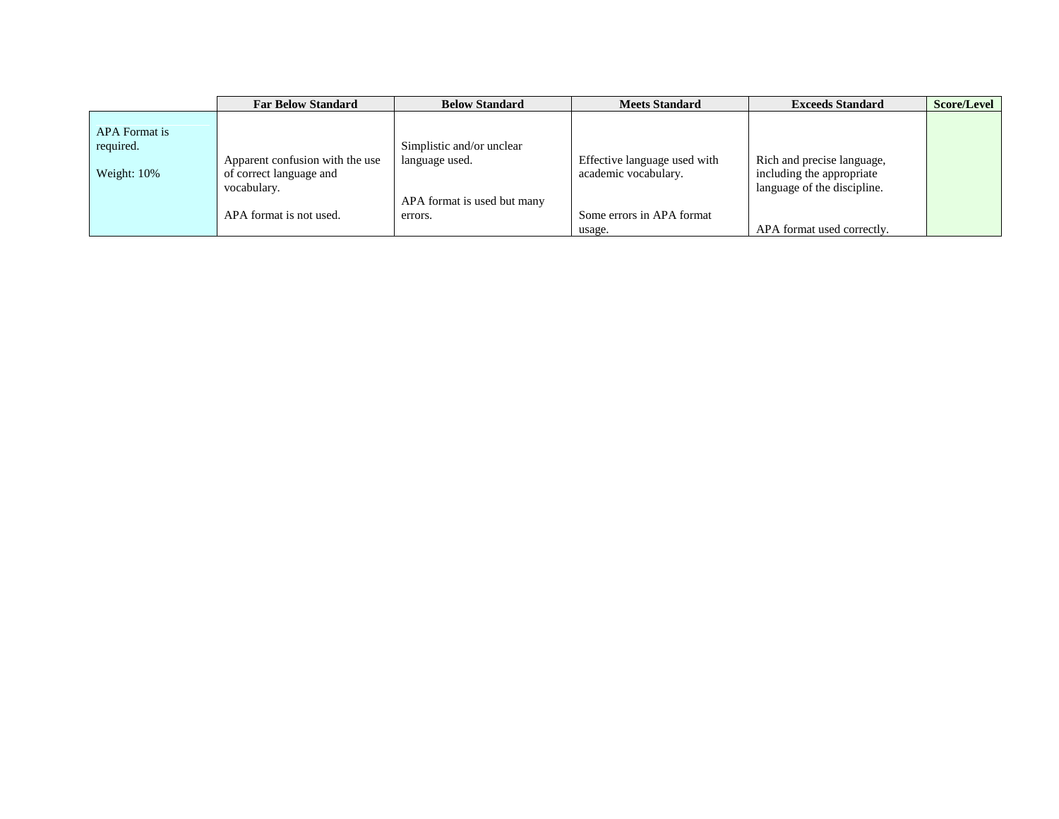| | Far Below Standard | Below Standard | Meets Standard | Exceeds Standard | Score/Level |
|---|---|---|---|---|---|
| APA Format is required.<br><br>Weight: 10% | Apparent confusion with the use of correct language and vocabulary.<br><br>APA format is not used. | Simplistic and/or unclear language used.<br><br>APA format is used but many errors. | Effective language used with academic vocabulary.<br><br>Some errors in APA format usage. | Rich and precise language, including the appropriate language of the discipline.<br><br>APA format used correctly. | |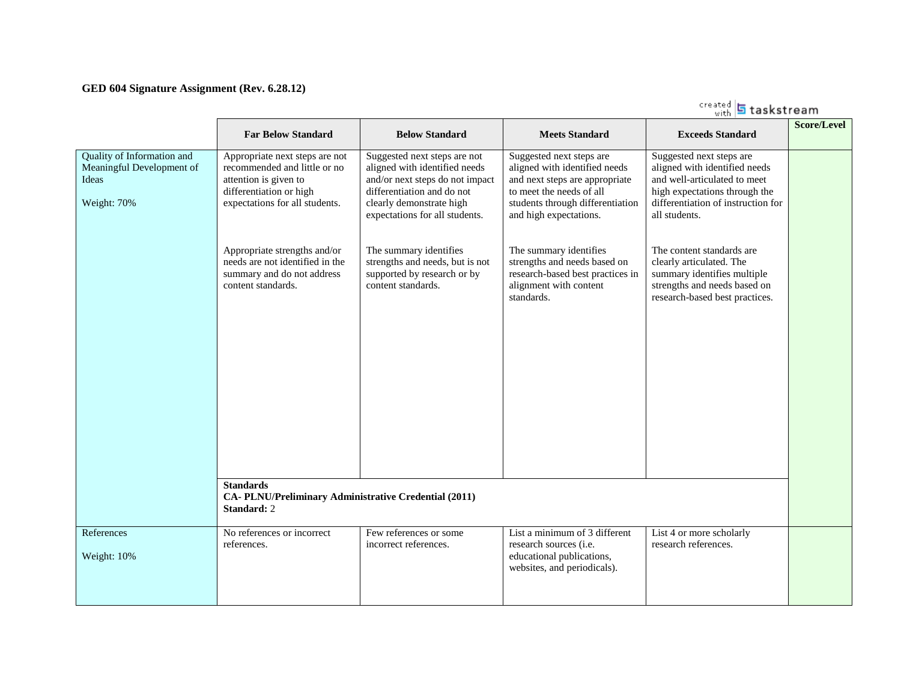**GED 604 Signature Assignment (Rev. 6.28.12)**

created with taskstream

| | Far Below Standard | Below Standard | Meets Standard | Exceeds Standard | Score/Level |
|---|---|---|---|---|---|
| Quality of Information and Meaningful Development of Ideas<br><br>Weight: 70% | Appropriate next steps are not recommended and little or no attention is given to differentiation or high expectations for all students.<br><br>Appropriate strengths and/or needs are not identified in the summary and do not address content standards. | Suggested next steps are not aligned with identified needs and/or next steps do not impact differentiation and do not clearly demonstrate high expectations for all students.<br><br>The summary identifies strengths and needs, but is not supported by research or by content standards. | Suggested next steps are aligned with identified needs and next steps are appropriate to meet the needs of all students through differentiation and high expectations.<br><br>The summary identifies strengths and needs based on research-based best practices in alignment with content standards. | Suggested next steps are aligned with identified needs and well-articulated to meet high expectations through the differentiation of instruction for all students.<br><br>The content standards are clearly articulated. The summary identifies multiple strengths and needs based on research-based best practices. | |
| | **Standards**<br>**CA- PLNU/Preliminary Administrative Credential (2011)**<br>**Standard:** 2 | | | | |
| References<br><br>Weight: 10% | No references or incorrect references. | Few references or some incorrect references. | List a minimum of 3 different research sources (i.e. educational publications, websites, and periodicals). | List 4 or more scholarly research references. | |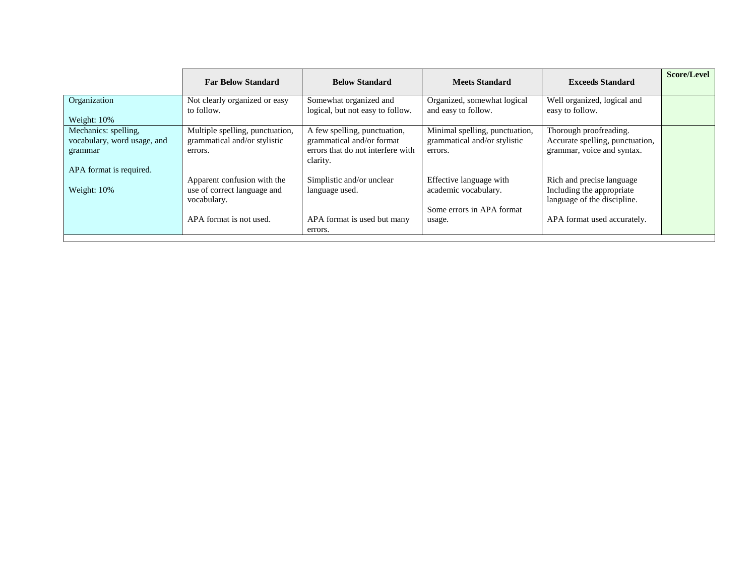| | Far Below Standard | Below Standard | Meets Standard | Exceeds Standard | Score/Level |
|---|---|---|---|---|---|
| Organization<br><br>Weight: 10% | Not clearly organized or easy to follow. | Somewhat organized and logical, but not easy to follow. | Organized, somewhat logical and easy to follow. | Well organized, logical and easy to follow. | |
| Mechanics: spelling, vocabulary, word usage, and grammar<br><br>APA format is required.<br><br>Weight: 10% | Multiple spelling, punctuation, grammatical and/or stylistic errors.<br><br>Apparent confusion with the use of correct language and vocabulary.<br><br>APA format is not used. | A few spelling, punctuation, grammatical and/or format errors that do not interfere with clarity.<br><br>Simplistic and/or unclear language used.<br><br>APA format is used but many errors. | Minimal spelling, punctuation, grammatical and/or stylistic errors.<br><br>Effective language with academic vocabulary.<br><br>Some errors in APA format usage. | Thorough proofreading. Accurate spelling, punctuation, grammar, voice and syntax.<br><br>Rich and precise language Including the appropriate language of the discipline.<br><br>APA format used accurately. | |
| | | | | | |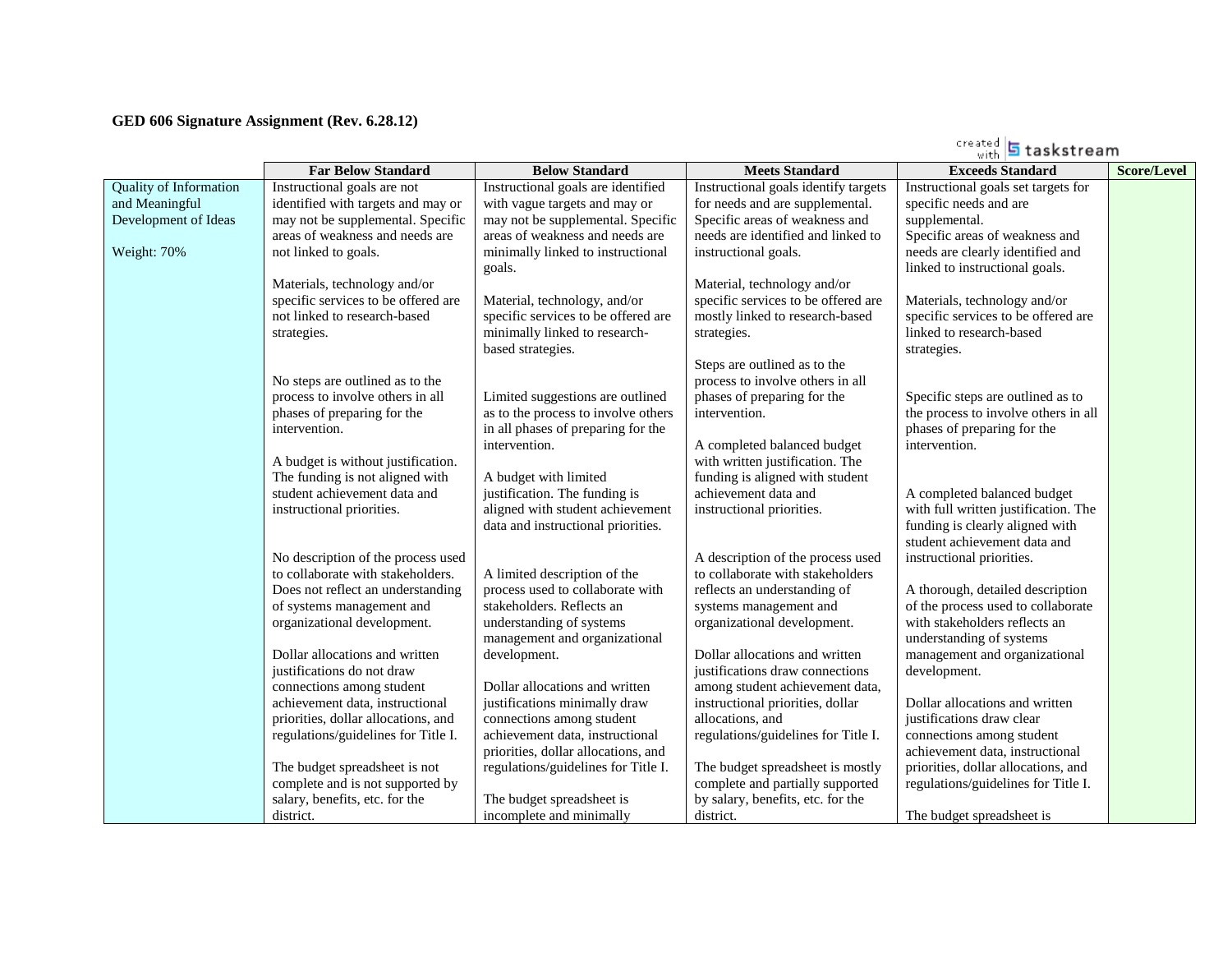**GED 606 Signature Assignment (Rev. 6.28.12)**

| | Far Below Standard | Below Standard | Meets Standard | Exceeds Standard | Score/Level |
|---|---|---|---|---|---|
| Quality of Information and Meaningful Development of Ideas<br><br>Weight: 70% | Instructional goals are not identified with targets and may or may not be supplemental. Specific areas of weakness and needs are not linked to goals.<br><br>Materials, technology and/or specific services to be offered are not linked to research-based strategies.<br><br>No steps are outlined as to the process to involve others in all phases of preparing for the intervention.<br><br>A budget is without justification. The funding is not aligned with student achievement data and instructional priorities.<br><br>No description of the process used to collaborate with stakeholders. Does not reflect an understanding of systems management and organizational development.<br><br>Dollar allocations and written justifications do not draw connections among student achievement data, instructional priorities, dollar allocations, and regulations/guidelines for Title I.<br><br>The budget spreadsheet is not complete and is not supported by salary, benefits, etc. for the district. | Instructional goals are identified with vague targets and may or may not be supplemental. Specific areas of weakness and needs are minimally linked to instructional goals.<br><br>Material, technology, and/or specific services to be offered are minimally linked to research-based strategies.<br><br>Limited suggestions are outlined as to the process to involve others in all phases of preparing for the intervention.<br><br>A budget with limited justification. The funding is aligned with student achievement data and instructional priorities.<br><br>A limited description of the process used to collaborate with stakeholders. Reflects an understanding of systems management and organizational development.<br><br>Dollar allocations and written justifications minimally draw connections among student achievement data, instructional priorities, dollar allocations, and regulations/guidelines for Title I.<br><br>The budget spreadsheet is incomplete and minimally | Instructional goals identify targets for needs and are supplemental. Specific areas of weakness and needs are identified and linked to instructional goals.<br><br>Material, technology and/or specific services to be offered are mostly linked to research-based strategies.<br><br>Steps are outlined as to the process to involve others in all phases of preparing for the intervention.<br><br>A completed balanced budget with written justification. The funding is aligned with student achievement data and instructional priorities.<br><br>A description of the process used to collaborate with stakeholders reflects an understanding of systems management and organizational development.<br><br>Dollar allocations and written justifications draw connections among student achievement data, instructional priorities, dollar allocations, and regulations/guidelines for Title I.<br><br>The budget spreadsheet is mostly complete and partially supported by salary, benefits, etc. for the district. | Instructional goals set targets for specific needs and are supplemental.<br>Specific areas of weakness and needs are clearly identified and linked to instructional goals.<br><br>Materials, technology and/or specific services to be offered are linked to research-based strategies.<br><br>Specific steps are outlined as to the process to involve others in all phases of preparing for the intervention.<br><br>A completed balanced budget with full written justification. The funding is clearly aligned with student achievement data and instructional priorities.<br><br>A thorough, detailed description of the process used to collaborate with stakeholders reflects an understanding of systems management and organizational development.<br><br>Dollar allocations and written justifications draw clear connections among student achievement data, instructional priorities, dollar allocations, and regulations/guidelines for Title I.<br><br>The budget spreadsheet is | |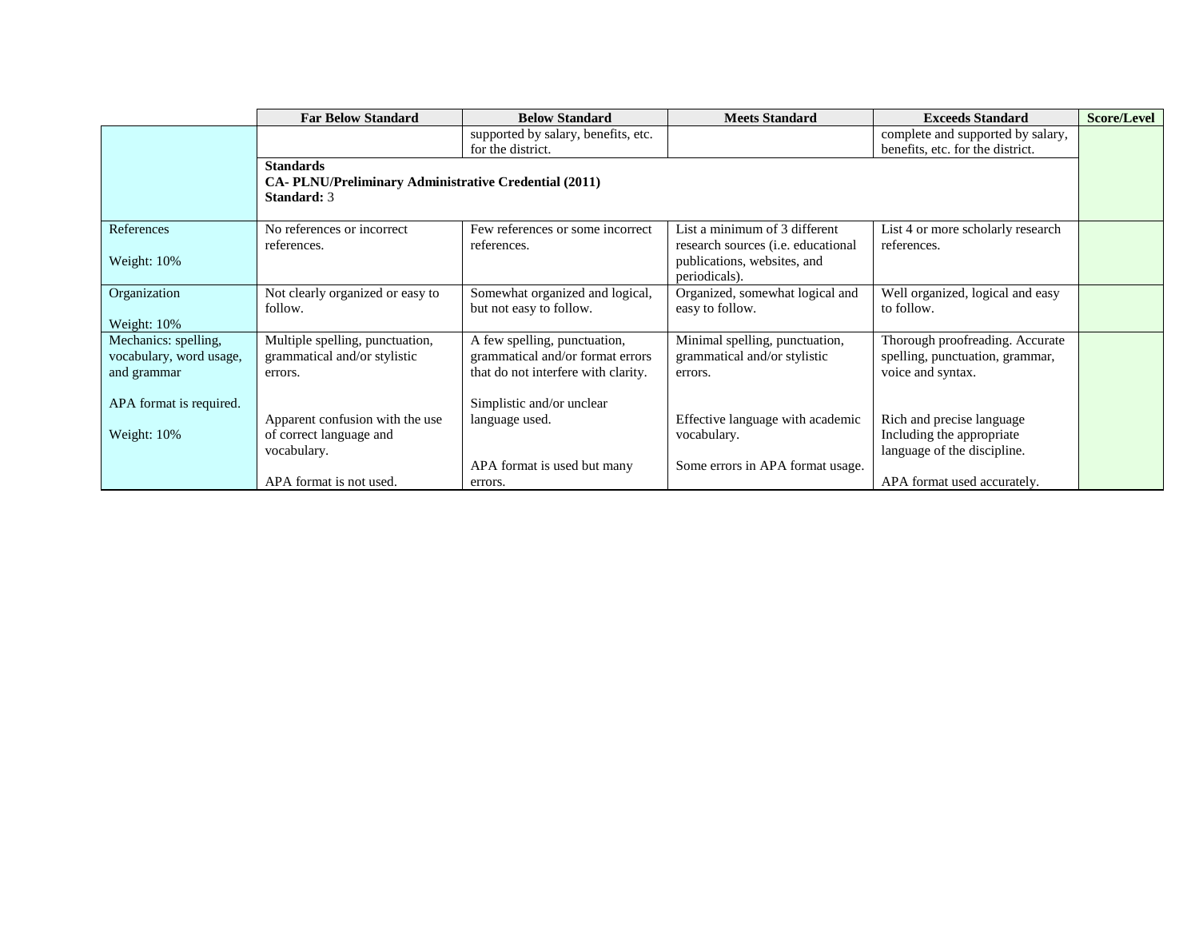| | Far Below Standard | Below Standard | Meets Standard | Exceeds Standard | Score/Level |
|---|---|---|---|---|---|
| | | supported by salary, benefits, etc. for the district. | | complete and supported by salary, benefits, etc. for the district. | |
| | **Standards**<br>**CA- PLNU/Preliminary Administrative Credential (2011)**<br>**Standard:** 3 | | | | |
| References<br><br>Weight: 10% | No references or incorrect references. | Few references or some incorrect references. | List a minimum of 3 different research sources (i.e. educational publications, websites, and periodicals). | List 4 or more scholarly research references. | |
| Organization<br><br>Weight: 10% | Not clearly organized or easy to follow. | Somewhat organized and logical, but not easy to follow. | Organized, somewhat logical and easy to follow. | Well organized, logical and easy to follow. | |
| Mechanics: spelling, vocabulary, word usage, and grammar<br><br>APA format is required.<br><br>Weight: 10% | Multiple spelling, punctuation, grammatical and/or stylistic errors.<br><br>Apparent confusion with the use of correct language and vocabulary.<br><br>APA format is not used. | A few spelling, punctuation, grammatical and/or format errors that do not interfere with clarity.<br><br>Simplistic and/or unclear language used.<br><br>APA format is used but many errors. | Minimal spelling, punctuation, grammatical and/or stylistic errors.<br><br>Effective language with academic vocabulary.<br><br>Some errors in APA format usage. | Thorough proofreading. Accurate spelling, punctuation, grammar, voice and syntax.<br><br>Rich and precise language Including the appropriate language of the discipline.<br><br>APA format used accurately. | |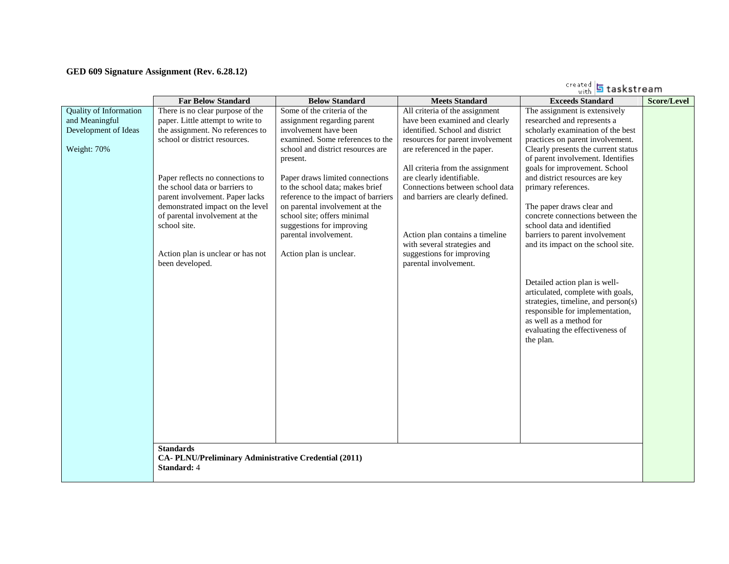**GED 609 Signature Assignment (Rev. 6.28.12)**

| | Far Below Standard | Below Standard | Meets Standard | Exceeds Standard | Score/Level |
|---|---|---|---|---|---|
| Quality of Information and Meaningful Development of Ideas<br><br>Weight: 70% | There is no clear purpose of the paper. Little attempt to write to the assignment. No references to school or district resources.<br><br>Paper reflects no connections to the school data or barriers to parent involvement. Paper lacks demonstrated impact on the level of parental involvement at the school site.<br><br>Action plan is unclear or has not been developed. | Some of the criteria of the assignment regarding parent involvement have been examined. Some references to the school and district resources are present.<br><br>Paper draws limited connections to the school data; makes brief reference to the impact of barriers on parental involvement at the school site; offers minimal suggestions for improving parental involvement.<br><br>Action plan is unclear. | All criteria of the assignment have been examined and clearly identified. School and district resources for parent involvement are referenced in the paper.<br><br>All criteria from the assignment are clearly identifiable. Connections between school data and barriers are clearly defined.<br><br>Action plan contains a timeline with several strategies and suggestions for improving parental involvement. | The assignment is extensively researched and represents a scholarly examination of the best practices on parent involvement. Clearly presents the current status of parent involvement. Identifies goals for improvement. School and district resources are key primary references.<br><br>The paper draws clear and concrete connections between the school data and identified barriers to parent involvement and its impact on the school site.<br><br>Detailed action plan is well-articulated, complete with goals, strategies, timeline, and person(s) responsible for implementation, as well as a method for evaluating the effectiveness of the plan. | |
| | **Standards**<br>**CA- PLNU/Preliminary Administrative Credential (2011)**<br>**Standard:** 4 | | | | |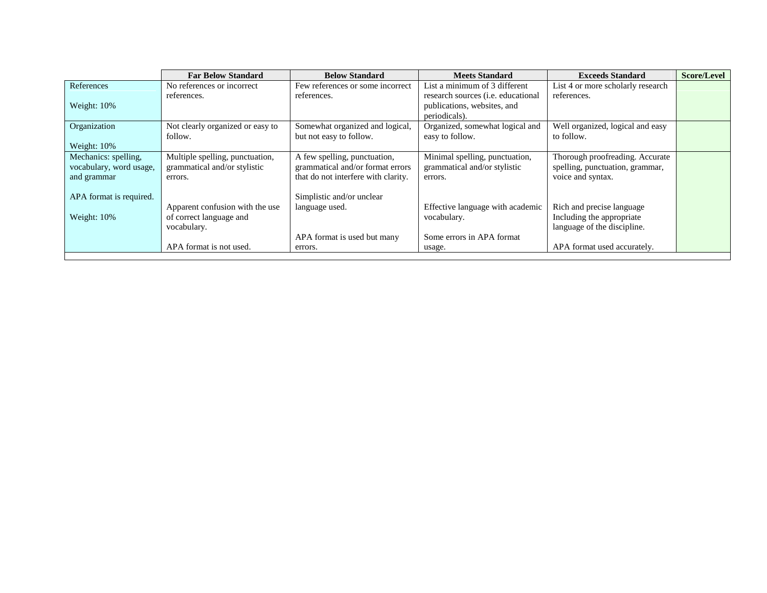| | Far Below Standard | Below Standard | Meets Standard | Exceeds Standard | Score/Level |
|---|---|---|---|---|---|
| References<br><br>Weight: 10% | No references or incorrect references. | Few references or some incorrect references. | List a minimum of 3 different research sources (i.e. educational publications, websites, and periodicals). | List 4 or more scholarly research references. | |
| Organization<br><br>Weight: 10% | Not clearly organized or easy to follow. | Somewhat organized and logical, but not easy to follow. | Organized, somewhat logical and easy to follow. | Well organized, logical and easy to follow. | |
| Mechanics: spelling, vocabulary, word usage, and grammar<br><br>APA format is required.<br><br>Weight: 10% | Multiple spelling, punctuation, grammatical and/or stylistic errors.<br><br>Apparent confusion with the use of correct language and vocabulary.<br><br>APA format is not used. | A few spelling, punctuation, grammatical and/or format errors that do not interfere with clarity.<br><br>Simplistic and/or unclear language used.<br><br>APA format is used but many errors. | Minimal spelling, punctuation, grammatical and/or stylistic errors.<br><br>Effective language with academic vocabulary.<br><br>Some errors in APA format usage. | Thorough proofreading. Accurate spelling, punctuation, grammar, voice and syntax.<br><br>Rich and precise language Including the appropriate language of the discipline.<br><br>APA format used accurately. | |
| | | | | | |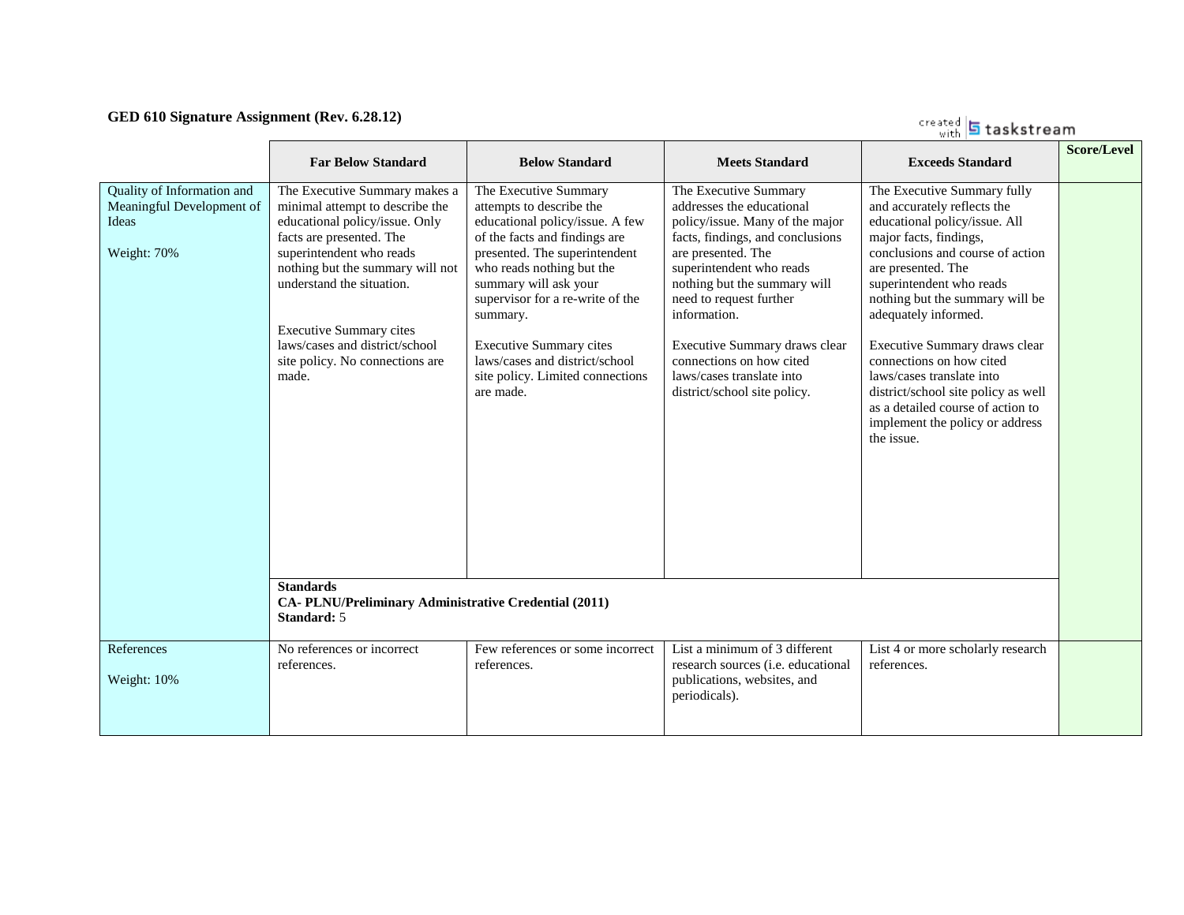**GED 610 Signature Assignment (Rev. 6.28.12)**

| | Far Below Standard | Below Standard | Meets Standard | Exceeds Standard | Score/Level |
|---|---|---|---|---|---|
| Quality of Information and Meaningful Development of Ideas<br><br>Weight: 70% | The Executive Summary makes a minimal attempt to describe the educational policy/issue. Only facts are presented. The superintendent who reads nothing but the summary will not understand the situation.<br><br>Executive Summary cites laws/cases and district/school site policy. No connections are made. | The Executive Summary attempts to describe the educational policy/issue. A few of the facts and findings are presented. The superintendent who reads nothing but the summary will ask your supervisor for a re-write of the summary.<br><br>Executive Summary cites laws/cases and district/school site policy. Limited connections are made. | The Executive Summary addresses the educational policy/issue. Many of the major facts, findings, and conclusions are presented. The superintendent who reads nothing but the summary will need to request further information.<br><br>Executive Summary draws clear connections on how cited laws/cases translate into district/school site policy. | The Executive Summary fully and accurately reflects the educational policy/issue. All major facts, findings, conclusions and course of action are presented. The superintendent who reads nothing but the summary will be adequately informed.<br><br>Executive Summary draws clear connections on how cited laws/cases translate into district/school site policy as well as a detailed course of action to implement the policy or address the issue. | |
| | **Standards**<br>**CA- PLNU/Preliminary Administrative Credential (2011)**<br>**Standard:** 5 | | | | |
| References<br><br>Weight: 10% | No references or incorrect references. | Few references or some incorrect references. | List a minimum of 3 different research sources (i.e. educational publications, websites, and periodicals). | List 4 or more scholarly research references. | |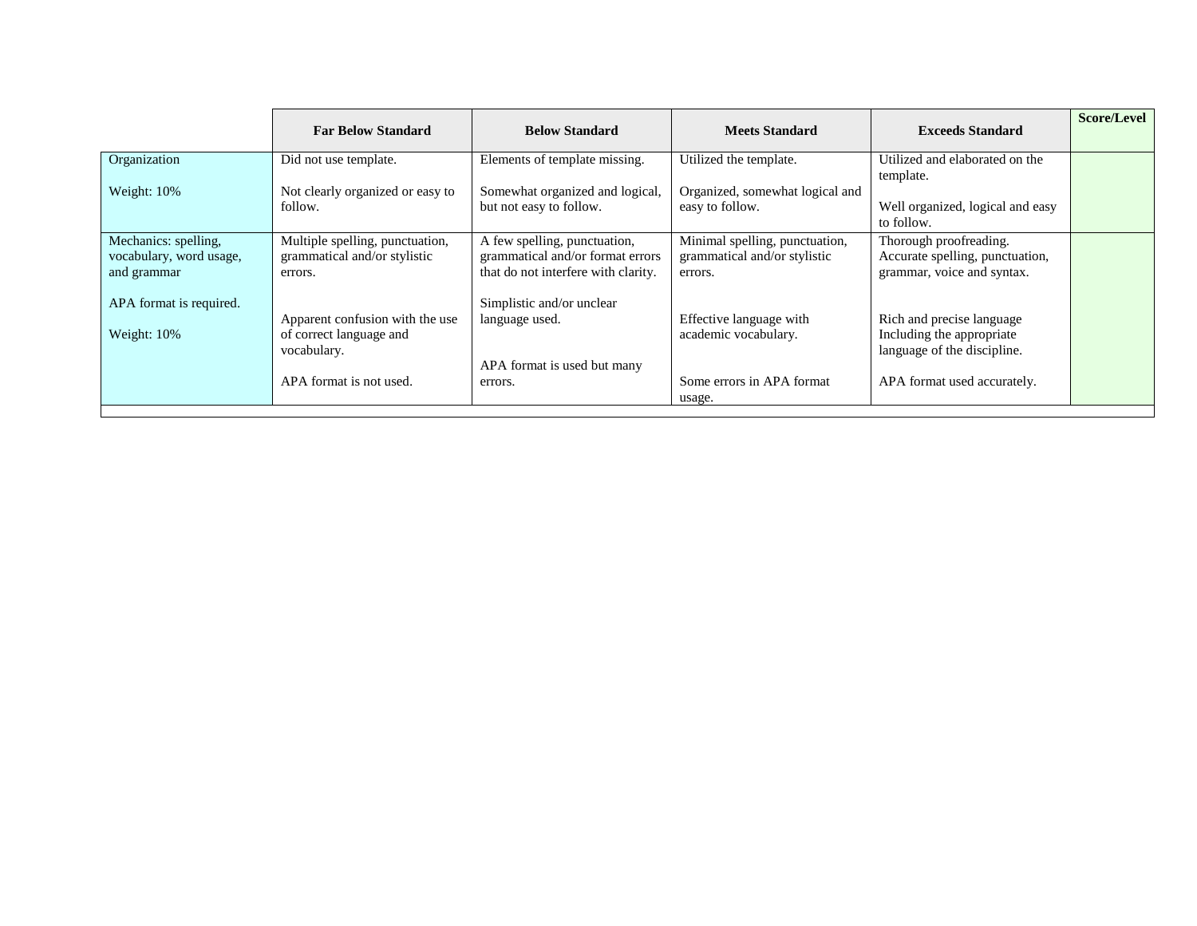| | Far Below Standard | Below Standard | Meets Standard | Exceeds Standard | Score/Level |
|---|---|---|---|---|---|
| Organization<br><br>Weight: 10% | Did not use template.<br><br>Not clearly organized or easy to follow. | Elements of template missing.<br><br>Somewhat organized and logical, but not easy to follow. | Utilized the template.<br><br>Organized, somewhat logical and easy to follow. | Utilized and elaborated on the template.<br><br>Well organized, logical and easy to follow. | |
| Mechanics: spelling, vocabulary, word usage, and grammar<br><br>APA format is required.<br><br>Weight: 10% | Multiple spelling, punctuation, grammatical and/or stylistic errors.<br><br>Apparent confusion with the use of correct language and vocabulary.<br><br>APA format is not used. | A few spelling, punctuation, grammatical and/or format errors that do not interfere with clarity.<br><br>Simplistic and/or unclear language used.<br><br>APA format is used but many errors. | Minimal spelling, punctuation, grammatical and/or stylistic errors.<br><br>Effective language with academic vocabulary.<br><br>Some errors in APA format usage. | Thorough proofreading. Accurate spelling, punctuation, grammar, voice and syntax.<br><br>Rich and precise language Including the appropriate language of the discipline.<br><br>APA format used accurately. | |
| | | | | | |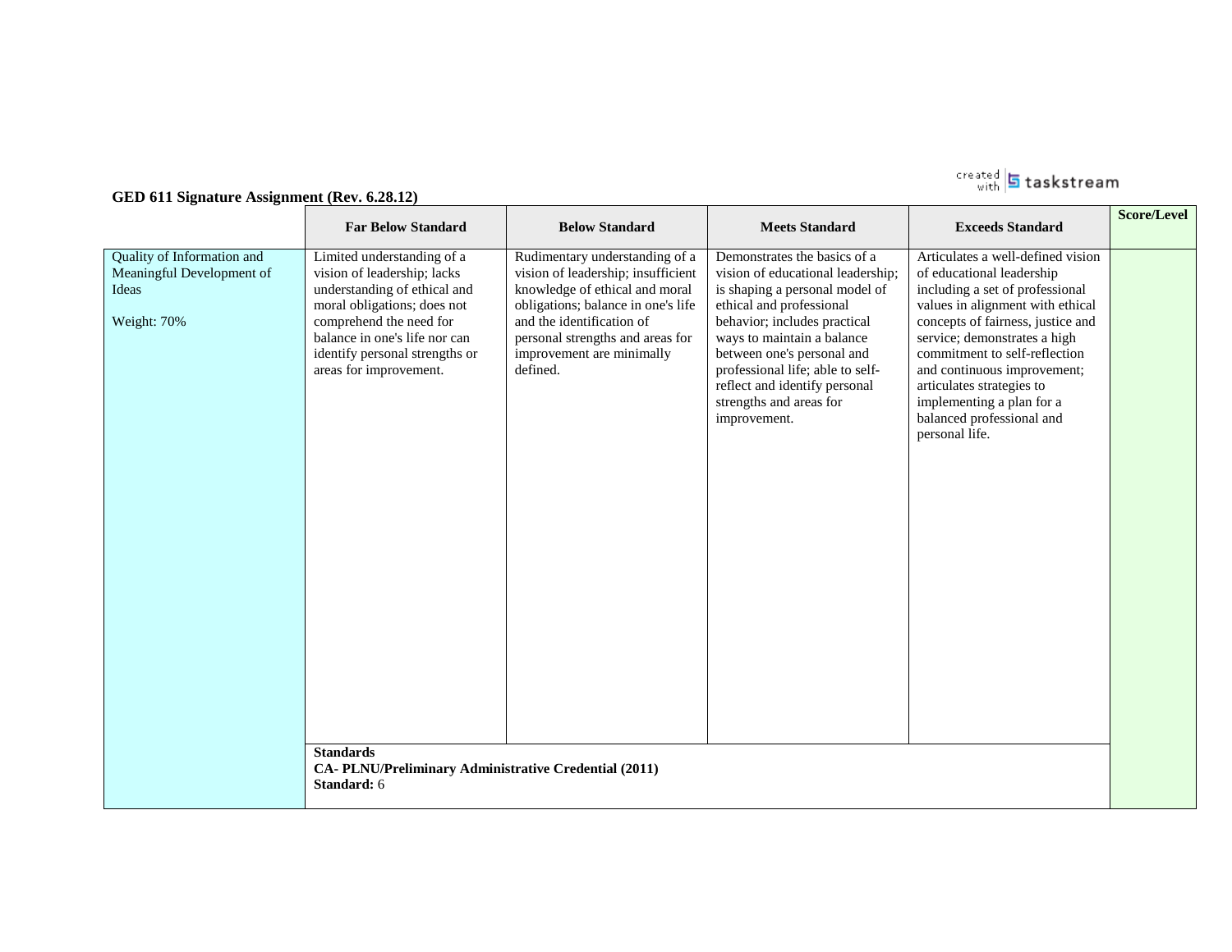**GED 611 Signature Assignment (Rev. 6.28.12)**

| | Far Below Standard | Below Standard | Meets Standard | Exceeds Standard | Score/Level |
|---|---|---|---|---|---|
| Quality of Information and Meaningful Development of Ideas<br><br>Weight: 70% | Limited understanding of a vision of leadership; lacks understanding of ethical and moral obligations; does not comprehend the need for balance in one's life nor can identify personal strengths or areas for improvement. | Rudimentary understanding of a vision of leadership; insufficient knowledge of ethical and moral obligations; balance in one's life and the identification of personal strengths and areas for improvement are minimally defined. | Demonstrates the basics of a vision of educational leadership; is shaping a personal model of ethical and professional behavior; includes practical ways to maintain a balance between one's personal and professional life; able to self-reflect and identify personal strengths and areas for improvement. | Articulates a well-defined vision of educational leadership including a set of professional values in alignment with ethical concepts of fairness, justice and service; demonstrates a high commitment to self-reflection and continuous improvement; articulates strategies to implementing a plan for a balanced professional and personal life. | |
| | **Standards**<br>**CA- PLNU/Preliminary Administrative Credential (2011)**<br>**Standard:** 6 | | | | |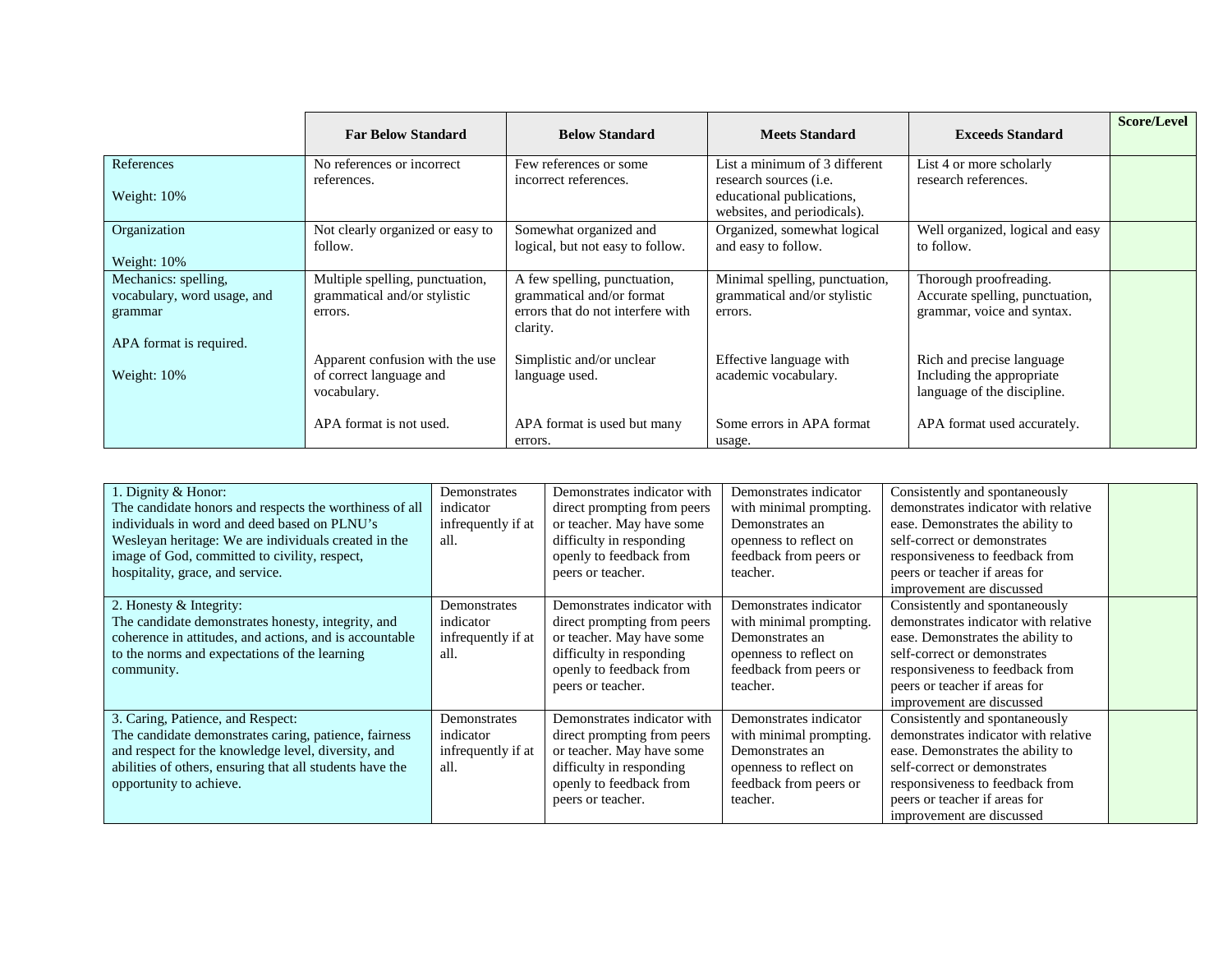|  | Far Below Standard | Below Standard | Meets Standard | Exceeds Standard | Score/Level |
|---|---|---|---|---|---|
| References<br><br>Weight: 10% | No references or incorrect references. | Few references or some incorrect references. | List a minimum of 3 different research sources (i.e. educational publications, websites, and periodicals). | List 4 or more scholarly research references. |  |
| Organization<br><br>Weight: 10% | Not clearly organized or easy to follow. | Somewhat organized and logical, but not easy to follow. | Organized, somewhat logical and easy to follow. | Well organized, logical and easy to follow. |  |
| Mechanics: spelling, vocabulary, word usage, and grammar<br><br>APA format is required.<br><br>Weight: 10% | Multiple spelling, punctuation, grammatical and/or stylistic errors.<br><br>Apparent confusion with the use of correct language and vocabulary.<br><br>APA format is not used. | A few spelling, punctuation, grammatical and/or format errors that do not interfere with clarity.<br><br>Simplistic and/or unclear language used.<br><br>APA format is used but many errors. | Minimal spelling, punctuation, grammatical and/or stylistic errors.<br><br>Effective language with academic vocabulary.<br><br>Some errors in APA format usage. | Thorough proofreading. Accurate spelling, punctuation, grammar, voice and syntax.<br><br>Rich and precise language Including the appropriate language of the discipline.<br><br>APA format used accurately. |  |

|  |  |  |  |  |  |
|---|---|---|---|---|---|
| 1. Dignity & Honor:<br>The candidate honors and respects the worthiness of all individuals in word and deed based on PLNU's Wesleyan heritage: We are individuals created in the image of God, committed to civility, respect, hospitality, grace, and service. | Demonstrates indicator infrequently if at all. | Demonstrates indicator with direct prompting from peers or teacher. May have some difficulty in responding openly to feedback from peers or teacher. | Demonstrates indicator with minimal prompting. Demonstrates an openness to reflect on feedback from peers or teacher. | Consistently and spontaneously demonstrates indicator with relative ease. Demonstrates the ability to self-correct or demonstrates responsiveness to feedback from peers or teacher if areas for improvement are discussed |  |
| 2. Honesty & Integrity:<br>The candidate demonstrates honesty, integrity, and coherence in attitudes, and actions, and is accountable to the norms and expectations of the learning community. | Demonstrates indicator infrequently if at all. | Demonstrates indicator with direct prompting from peers or teacher. May have some difficulty in responding openly to feedback from peers or teacher. | Demonstrates indicator with minimal prompting. Demonstrates an openness to reflect on feedback from peers or teacher. | Consistently and spontaneously demonstrates indicator with relative ease. Demonstrates the ability to self-correct or demonstrates responsiveness to feedback from peers or teacher if areas for improvement are discussed |  |
| 3. Caring, Patience, and Respect:<br>The candidate demonstrates caring, patience, fairness and respect for the knowledge level, diversity, and abilities of others, ensuring that all students have the opportunity to achieve. | Demonstrates indicator infrequently if at all. | Demonstrates indicator with direct prompting from peers or teacher. May have some difficulty in responding openly to feedback from peers or teacher. | Demonstrates indicator with minimal prompting. Demonstrates an openness to reflect on feedback from peers or teacher. | Consistently and spontaneously demonstrates indicator with relative ease. Demonstrates the ability to self-correct or demonstrates responsiveness to feedback from peers or teacher if areas for improvement are discussed |  |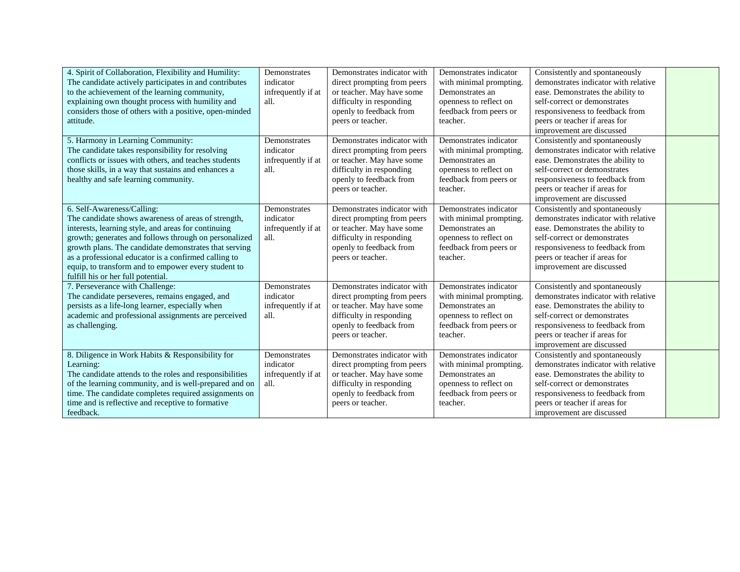| | | | | | |
|---|---|---|---|---|---|
| 4. Spirit of Collaboration, Flexibility and Humility: The candidate actively participates in and contributes to the achievement of the learning community, explaining own thought process with humility and considers those of others with a positive, open-minded attitude. | Demonstrates indicator infrequently if at all. | Demonstrates indicator with direct prompting from peers or teacher. May have some difficulty in responding openly to feedback from peers or teacher. | Demonstrates indicator with minimal prompting. Demonstrates an openness to reflect on feedback from peers or teacher. | Consistently and spontaneously demonstrates indicator with relative ease. Demonstrates the ability to self-correct or demonstrates responsiveness to feedback from peers or teacher if areas for improvement are discussed | |
| 5. Harmony in Learning Community: The candidate takes responsibility for resolving conflicts or issues with others, and teaches students those skills, in a way that sustains and enhances a healthy and safe learning community. | Demonstrates indicator infrequently if at all. | Demonstrates indicator with direct prompting from peers or teacher. May have some difficulty in responding openly to feedback from peers or teacher. | Demonstrates indicator with minimal prompting. Demonstrates an openness to reflect on feedback from peers or teacher. | Consistently and spontaneously demonstrates indicator with relative ease. Demonstrates the ability to self-correct or demonstrates responsiveness to feedback from peers or teacher if areas for improvement are discussed | |
| 6. Self-Awareness/Calling: The candidate shows awareness of areas of strength, interests, learning style, and areas for continuing growth; generates and follows through on personalized growth plans. The candidate demonstrates that serving as a professional educator is a confirmed calling to equip, to transform and to empower every student to fulfill his or her full potential. | Demonstrates indicator infrequently if at all. | Demonstrates indicator with direct prompting from peers or teacher. May have some difficulty in responding openly to feedback from peers or teacher. | Demonstrates indicator with minimal prompting. Demonstrates an openness to reflect on feedback from peers or teacher. | Consistently and spontaneously demonstrates indicator with relative ease. Demonstrates the ability to self-correct or demonstrates responsiveness to feedback from peers or teacher if areas for improvement are discussed | |
| 7. Perseverance with Challenge: The candidate perseveres, remains engaged, and persists as a life-long learner, especially when academic and professional assignments are perceived as challenging. | Demonstrates indicator infrequently if at all. | Demonstrates indicator with direct prompting from peers or teacher. May have some difficulty in responding openly to feedback from peers or teacher. | Demonstrates indicator with minimal prompting. Demonstrates an openness to reflect on feedback from peers or teacher. | Consistently and spontaneously demonstrates indicator with relative ease. Demonstrates the ability to self-correct or demonstrates responsiveness to feedback from peers or teacher if areas for improvement are discussed | |
| 8. Diligence in Work Habits & Responsibility for Learning: The candidate attends to the roles and responsibilities of the learning community, and is well-prepared and on time. The candidate completes required assignments on time and is reflective and receptive to formative feedback. | Demonstrates indicator infrequently if at all. | Demonstrates indicator with direct prompting from peers or teacher. May have some difficulty in responding openly to feedback from peers or teacher. | Demonstrates indicator with minimal prompting. Demonstrates an openness to reflect on feedback from peers or teacher. | Consistently and spontaneously demonstrates indicator with relative ease. Demonstrates the ability to self-correct or demonstrates responsiveness to feedback from peers or teacher if areas for improvement are discussed | |